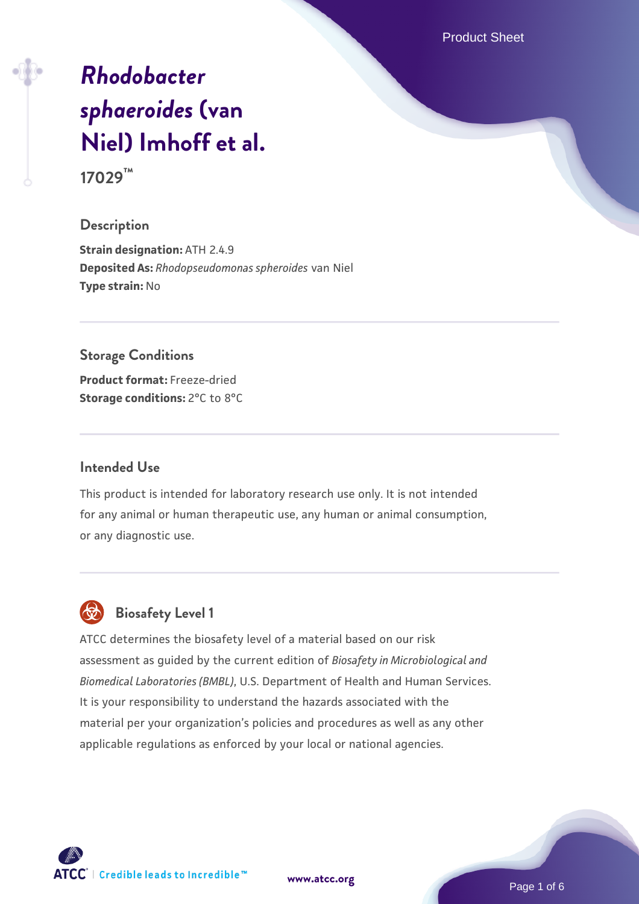# *Rhodobacter sphaeroides* (van Niel) Imhoff et al.

**17029™**

## Description

**Strain designation:** ATH 2.4.9
**Deposited As:** *Rhodopseudomonas spheroides* van Niel
**Type strain:** No

## Storage Conditions

**Product format:** Freeze-dried
**Storage conditions:** 2°C to 8°C

## Intended Use

This product is intended for laboratory research use only. It is not intended for any animal or human therapeutic use, any human or animal consumption, or any diagnostic use.

## Biosafety Level 1

ATCC determines the biosafety level of a material based on our risk assessment as guided by the current edition of *Biosafety in Microbiological and Biomedical Laboratories (BMBL)*, U.S. Department of Health and Human Services. It is your responsibility to understand the hazards associated with the material per your organization's policies and procedures as well as any other applicable regulations as enforced by your local or national agencies.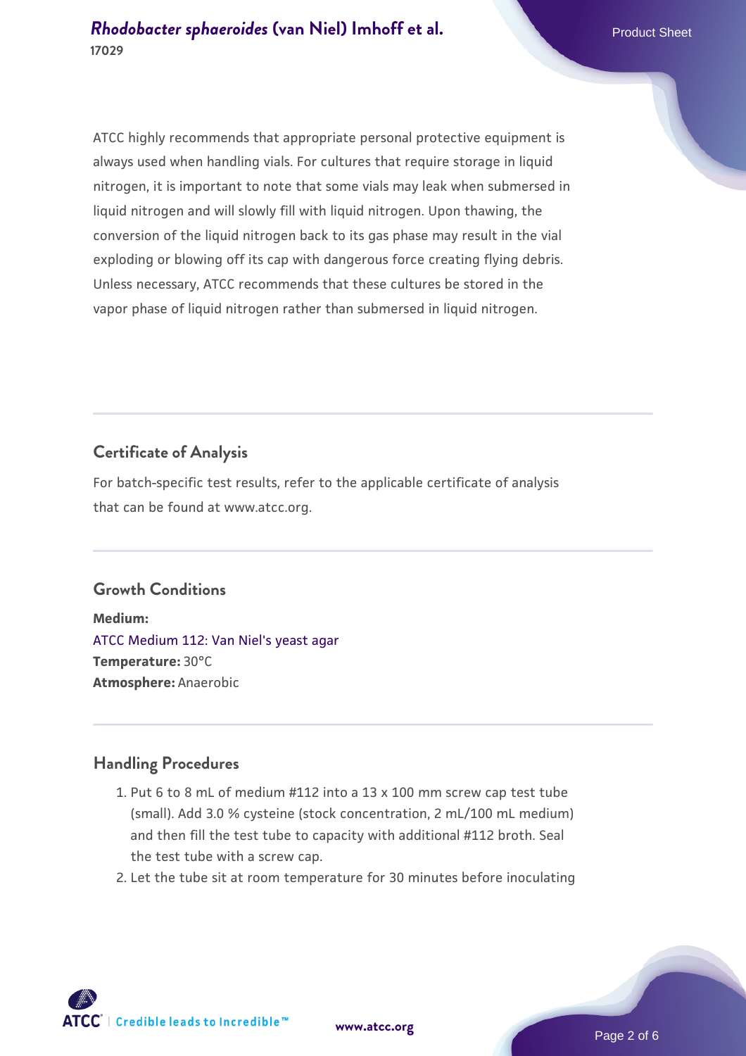ATCC highly recommends that appropriate personal protective equipment is always used when handling vials. For cultures that require storage in liquid nitrogen, it is important to note that some vials may leak when submersed in liquid nitrogen and will slowly fill with liquid nitrogen. Upon thawing, the conversion of the liquid nitrogen back to its gas phase may result in the vial exploding or blowing off its cap with dangerous force creating flying debris. Unless necessary, ATCC recommends that these cultures be stored in the vapor phase of liquid nitrogen rather than submersed in liquid nitrogen.

## Certificate of Analysis

For batch-specific test results, refer to the applicable certificate of analysis that can be found at www.atcc.org.

## Growth Conditions

**Medium:**
ATCC Medium 112: Van Niel's yeast agar
**Temperature:** 30°C
**Atmosphere:** Anaerobic

## Handling Procedures

1. Put 6 to 8 mL of medium #112 into a 13 x 100 mm screw cap test tube (small). Add 3.0 % cysteine (stock concentration, 2 mL/100 mL medium) and then fill the test tube to capacity with additional #112 broth. Seal the test tube with a screw cap.
2. Let the tube sit at room temperature for 30 minutes before inoculating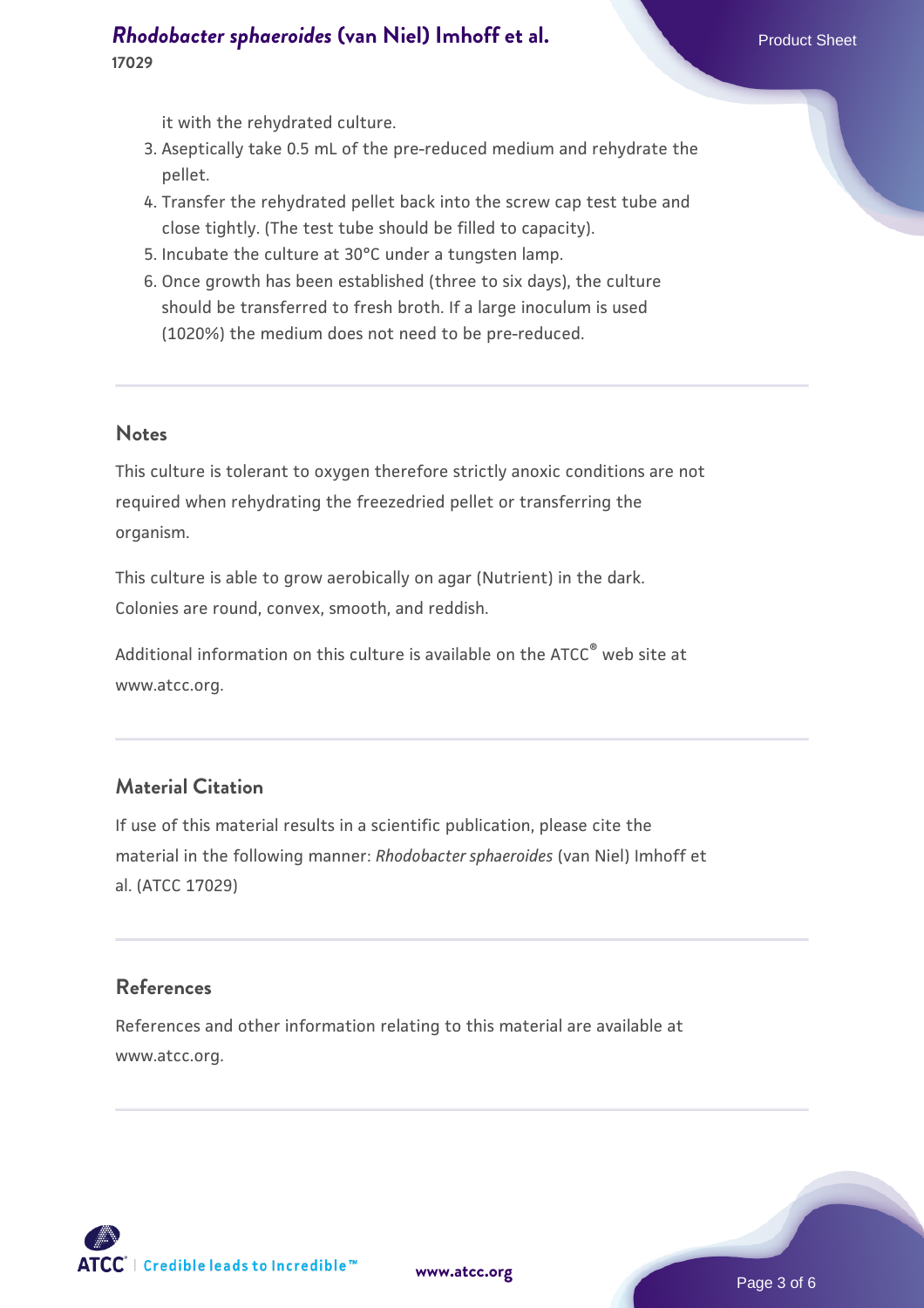it with the rehydrated culture.

3. Aseptically take 0.5 mL of the pre-reduced medium and rehydrate the pellet.
4. Transfer the rehydrated pellet back into the screw cap test tube and close tightly. (The test tube should be filled to capacity).
5. Incubate the culture at 30°C under a tungsten lamp.
6. Once growth has been established (three to six days), the culture should be transferred to fresh broth. If a large inoculum is used (1020%) the medium does not need to be pre-reduced.

## Notes

This culture is tolerant to oxygen therefore strictly anoxic conditions are not required when rehydrating the freezedried pellet or transferring the organism.

This culture is able to grow aerobically on agar (Nutrient) in the dark. Colonies are round, convex, smooth, and reddish.

Additional information on this culture is available on the ATCC® web site at www.atcc.org.

## Material Citation

If use of this material results in a scientific publication, please cite the material in the following manner: *Rhodobacter sphaeroides* (van Niel) Imhoff et al. (ATCC 17029)

## References

References and other information relating to this material are available at www.atcc.org.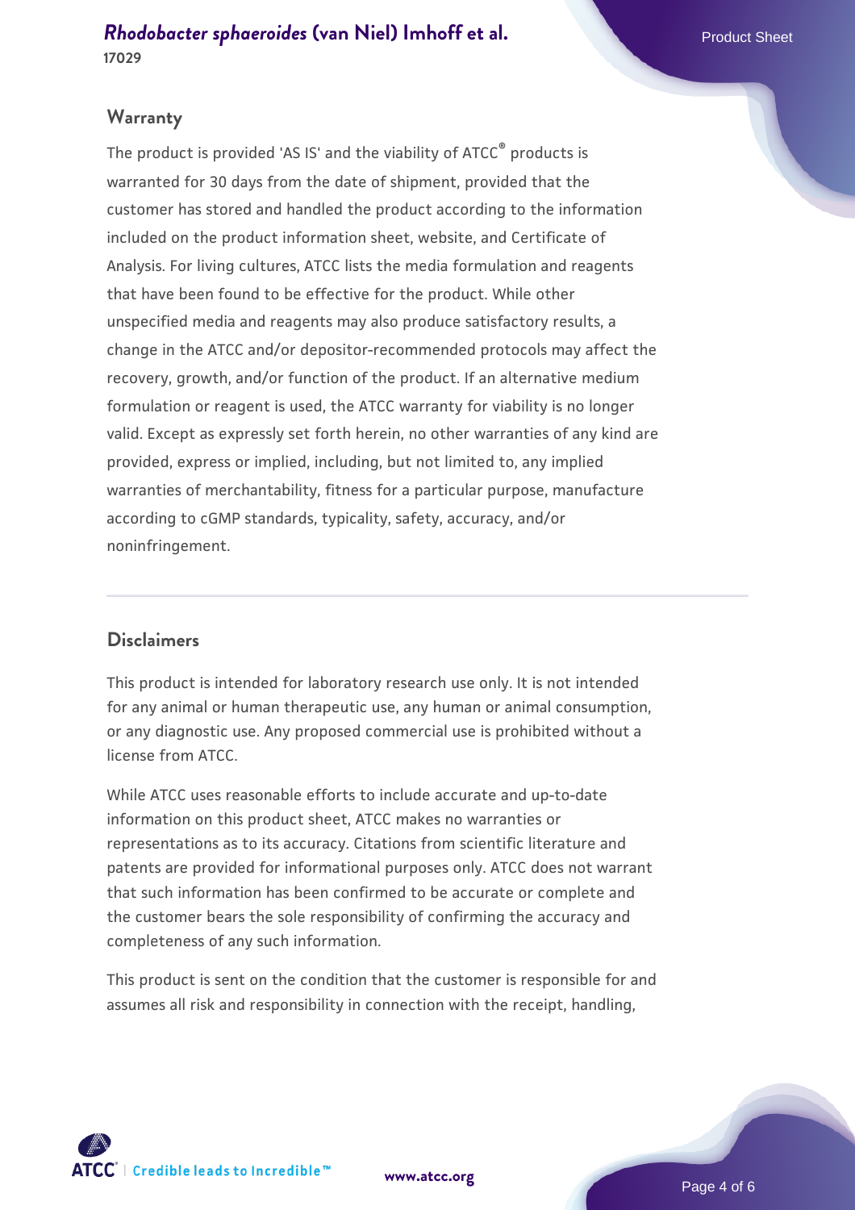## Warranty

The product is provided 'AS IS' and the viability of ATCC® products is warranted for 30 days from the date of shipment, provided that the customer has stored and handled the product according to the information included on the product information sheet, website, and Certificate of Analysis. For living cultures, ATCC lists the media formulation and reagents that have been found to be effective for the product. While other unspecified media and reagents may also produce satisfactory results, a change in the ATCC and/or depositor-recommended protocols may affect the recovery, growth, and/or function of the product. If an alternative medium formulation or reagent is used, the ATCC warranty for viability is no longer valid. Except as expressly set forth herein, no other warranties of any kind are provided, express or implied, including, but not limited to, any implied warranties of merchantability, fitness for a particular purpose, manufacture according to cGMP standards, typicality, safety, accuracy, and/or noninfringement.

## Disclaimers

This product is intended for laboratory research use only. It is not intended for any animal or human therapeutic use, any human or animal consumption, or any diagnostic use. Any proposed commercial use is prohibited without a license from ATCC.

While ATCC uses reasonable efforts to include accurate and up-to-date information on this product sheet, ATCC makes no warranties or representations as to its accuracy. Citations from scientific literature and patents are provided for informational purposes only. ATCC does not warrant that such information has been confirmed to be accurate or complete and the customer bears the sole responsibility of confirming the accuracy and completeness of any such information.

This product is sent on the condition that the customer is responsible for and assumes all risk and responsibility in connection with the receipt, handling,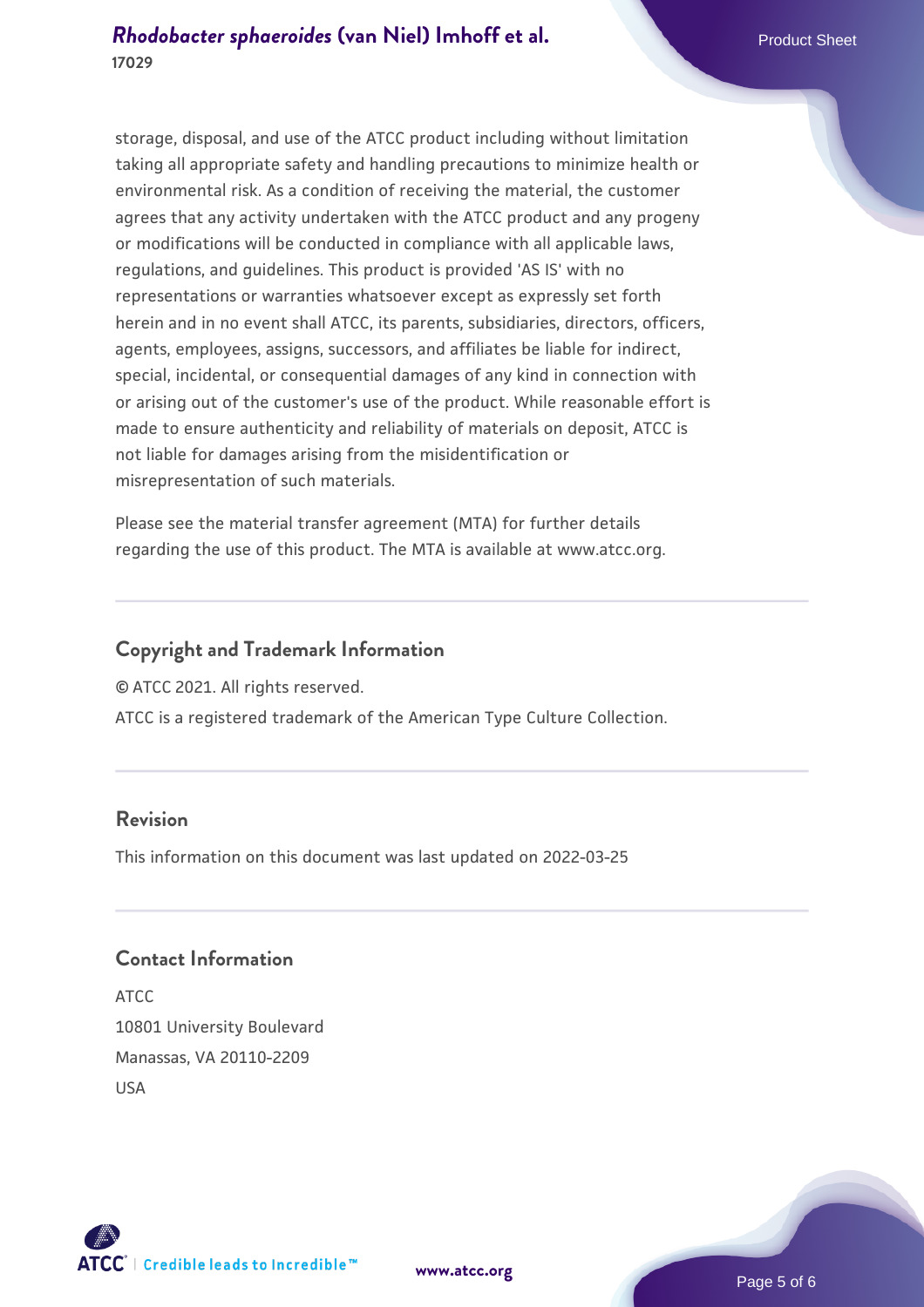storage, disposal, and use of the ATCC product including without limitation taking all appropriate safety and handling precautions to minimize health or environmental risk. As a condition of receiving the material, the customer agrees that any activity undertaken with the ATCC product and any progeny or modifications will be conducted in compliance with all applicable laws, regulations, and guidelines. This product is provided 'AS IS' with no representations or warranties whatsoever except as expressly set forth herein and in no event shall ATCC, its parents, subsidiaries, directors, officers, agents, employees, assigns, successors, and affiliates be liable for indirect, special, incidental, or consequential damages of any kind in connection with or arising out of the customer's use of the product. While reasonable effort is made to ensure authenticity and reliability of materials on deposit, ATCC is not liable for damages arising from the misidentification or misrepresentation of such materials.

Please see the material transfer agreement (MTA) for further details regarding the use of this product. The MTA is available at www.atcc.org.

## Copyright and Trademark Information

© ATCC 2021. All rights reserved.

ATCC is a registered trademark of the American Type Culture Collection.

## Revision

This information on this document was last updated on 2022-03-25

## Contact Information

ATCC
10801 University Boulevard
Manassas, VA 20110-2209
USA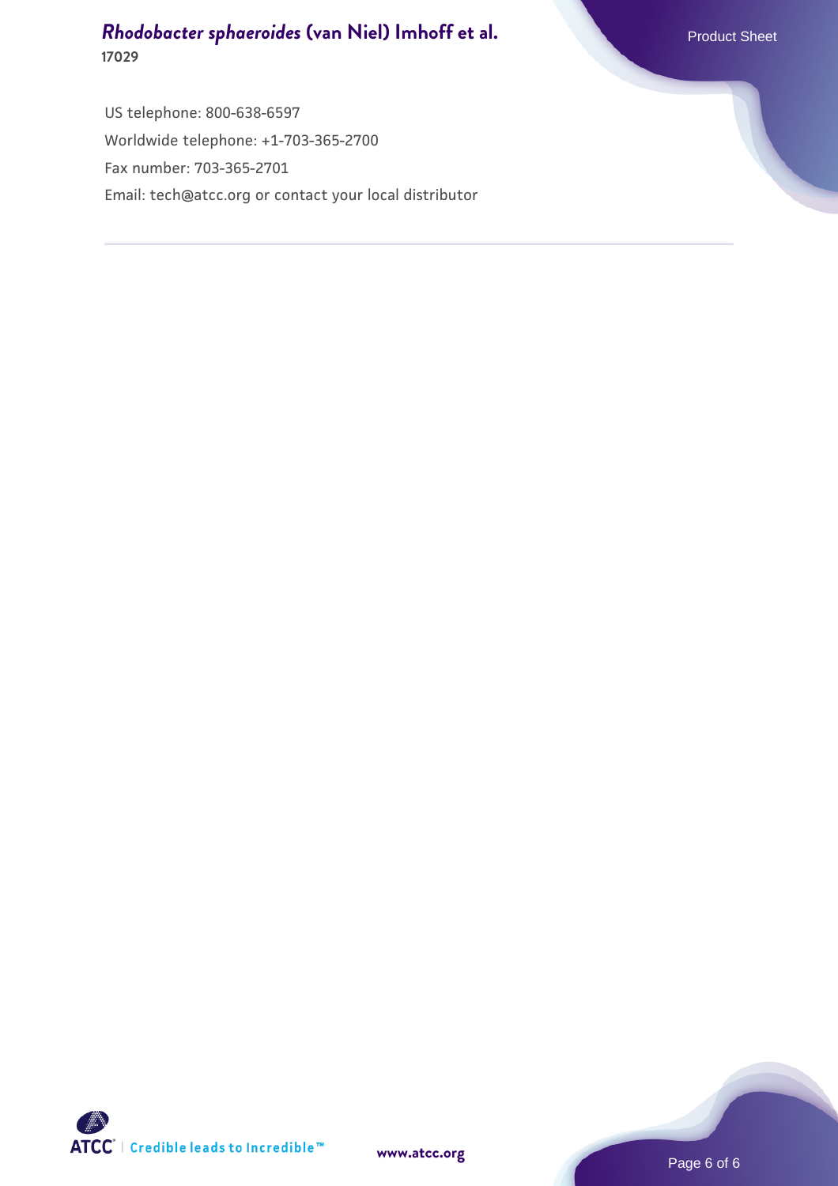US telephone: 800-638-6597

Worldwide telephone: +1-703-365-2700

Fax number: 703-365-2701

Email: tech@atcc.org or contact your local distributor